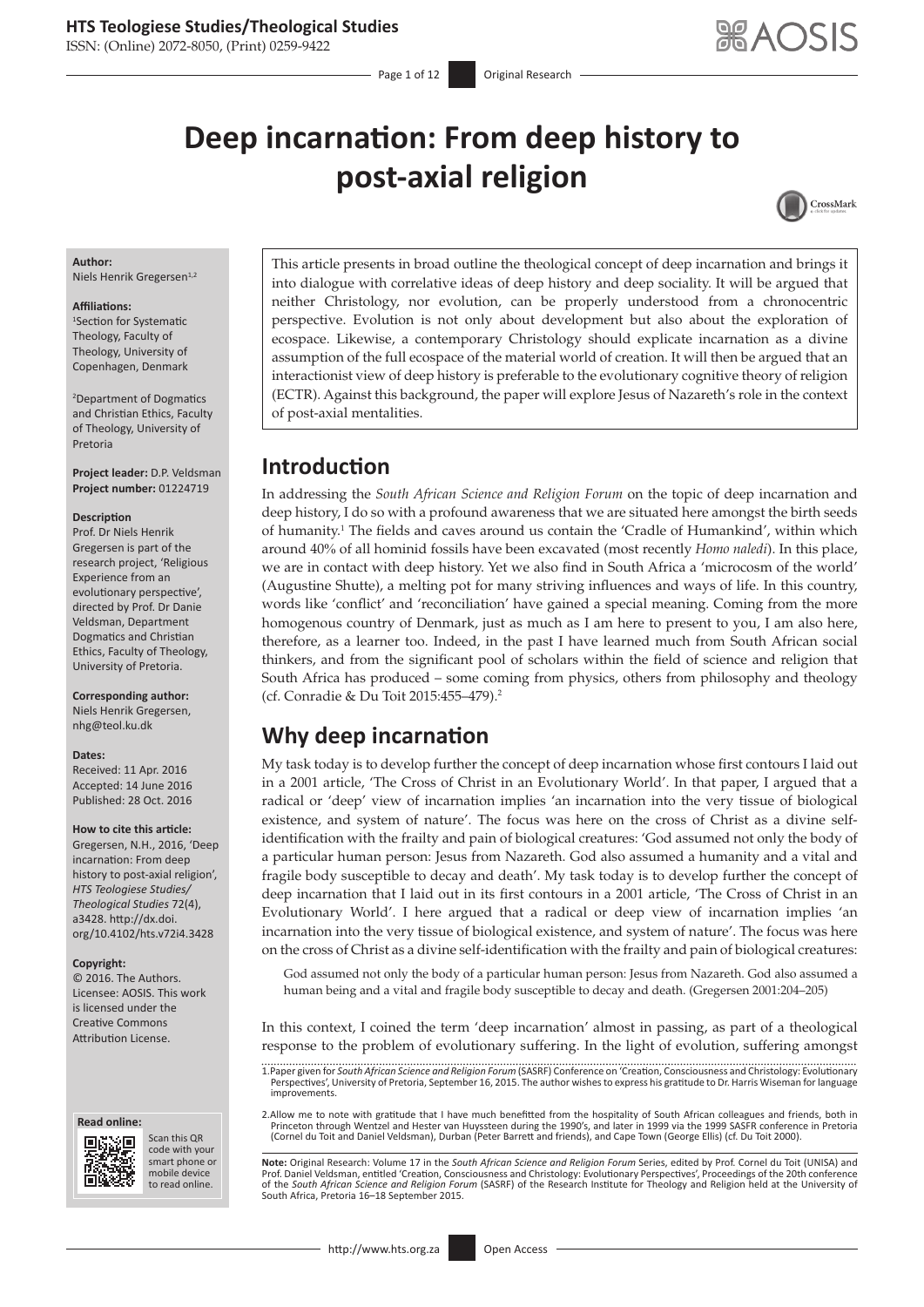# Deep incarnation: From deep history to post-axial religion

**Author:**
Niels Henrik Gregersen[1,2]

**Affiliations:**
[1]Section for Systematic Theology, Faculty of Theology, University of Copenhagen, Denmark

[2]Department of Dogmatics and Christian Ethics, Faculty of Theology, University of Pretoria

**Project leader:** D.P. Veldsman
**Project number:** 01224719

**Description**
Prof. Dr Niels Henrik Gregersen is part of the research project, 'Religious Experience from an evolutionary perspective', directed by Prof. Dr Danie Veldsman, Department Dogmatics and Christian Ethics, Faculty of Theology, University of Pretoria.

**Corresponding author:**
Niels Henrik Gregersen,
nhg@teol.ku.dk

**Dates:**
Received: 11 Apr. 2016
Accepted: 14 June 2016
Published: 28 Oct. 2016

**How to cite this article:**
Gregersen, N.H., 2016, 'Deep incarnation: From deep history to post-axial religion', *HTS Teologiese Studies/ Theological Studies* 72(4), a3428. http://dx.doi.org/10.4102/hts.v72i4.3428

**Copyright:**
© 2016. The Authors. Licensee: AOSIS. This work is licensed under the Creative Commons Attribution License.

**Read online:**
Scan this QR code with your smart phone or mobile device to read online.

This article presents in broad outline the theological concept of deep incarnation and brings it into dialogue with correlative ideas of deep history and deep sociality. It will be argued that neither Christology, nor evolution, can be properly understood from a chronocentric perspective. Evolution is not only about development but also about the exploration of ecospace. Likewise, a contemporary Christology should explicate incarnation as a divine assumption of the full ecospace of the material world of creation. It will then be argued that an interactionist view of deep history is preferable to the evolutionary cognitive theory of religion (ECTR). Against this background, the paper will explore Jesus of Nazareth's role in the context of post-axial mentalities.

## Introduction

In addressing the *South African Science and Religion Forum* on the topic of deep incarnation and deep history, I do so with a profound awareness that we are situated here amongst the birth seeds of humanity.[1] The fields and caves around us contain the 'Cradle of Humankind', within which around 40% of all hominid fossils have been excavated (most recently *Homo naledi*). In this place, we are in contact with deep history. Yet we also find in South Africa a 'microcosm of the world' (Augustine Shutte), a melting pot for many striving influences and ways of life. In this country, words like 'conflict' and 'reconciliation' have gained a special meaning. Coming from the more homogenous country of Denmark, just as much as I am here to present to you, I am also here, therefore, as a learner too. Indeed, in the past I have learned much from South African social thinkers, and from the significant pool of scholars within the field of science and religion that South Africa has produced – some coming from physics, others from philosophy and theology (cf. Conradie & Du Toit 2015:455–479).[2]

## Why deep incarnation

My task today is to develop further the concept of deep incarnation whose first contours I laid out in a 2001 article, 'The Cross of Christ in an Evolutionary World'. In that paper, I argued that a radical or 'deep' view of incarnation implies 'an incarnation into the very tissue of biological existence, and system of nature'. The focus was here on the cross of Christ as a divine self-identification with the frailty and pain of biological creatures: 'God assumed not only the body of a particular human person: Jesus from Nazareth. God also assumed a humanity and a vital and fragile body susceptible to decay and death'. My task today is to develop further the concept of deep incarnation that I laid out in its first contours in a 2001 article, 'The Cross of Christ in an Evolutionary World'. I here argued that a radical or deep view of incarnation implies 'an incarnation into the very tissue of biological existence, and system of nature'. The focus was here on the cross of Christ as a divine self-identification with the frailty and pain of biological creatures:

> God assumed not only the body of a particular human person: Jesus from Nazareth. God also assumed a human being and a vital and fragile body susceptible to decay and death. (Gregersen 2001:204–205)

In this context, I coined the term 'deep incarnation' almost in passing, as part of a theological response to the problem of evolutionary suffering. In the light of evolution, suffering amongst

1. Paper given for *South African Science and Religion Forum* (SASRF) Conference on 'Creation, Consciousness and Christology: Evolutionary Perspectives', University of Pretoria, September 16, 2015. The author wishes to express his gratitude to Dr. Harris Wiseman for language improvements.

2. Allow me to note with gratitude that I have much benefitted from the hospitality of South African colleagues and friends, both in Princeton through Wentzel and Hester van Huyssteen during the 1990's, and later in 1999 via the 1999 SASFR conference in Pretoria (Cornel du Toit and Daniel Veldsman), Durban (Peter Barrett and friends), and Cape Town (George Ellis) (cf. Du Toit 2000).

**Note:** Original Research: Volume 17 in the *South African Science and Religion Forum* Series, edited by Prof. Cornel du Toit (UNISA) and Prof. Daniel Veldsman, entitled 'Creation, Consciousness and Christology: Evolutionary Perspectives', Proceedings of the 20th conference of the *South African Science and Religion Forum* (SASRF) of the Research Institute for Theology and Religion held at the University of South Africa, Pretoria 16–18 September 2015.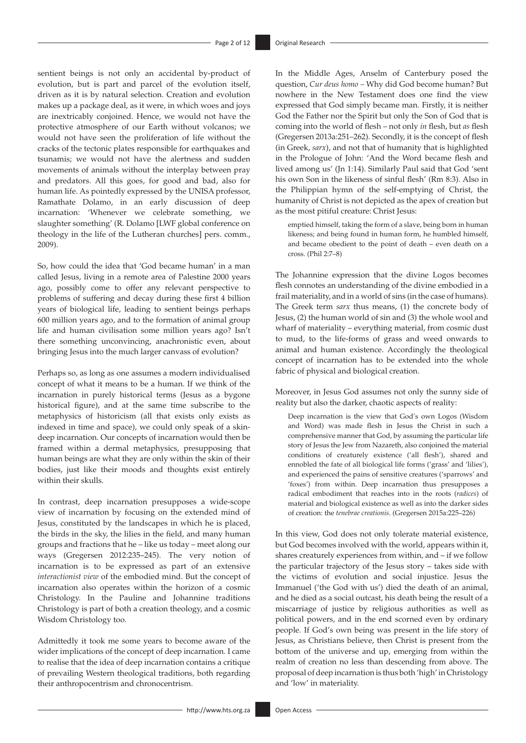sentient beings is not only an accidental by-product of evolution, but is part and parcel of the evolution itself, driven as it is by natural selection. Creation and evolution makes up a package deal, as it were, in which woes and joys are inextricably conjoined. Hence, we would not have the protective atmosphere of our Earth without volcanos; we would not have seen the proliferation of life without the cracks of the tectonic plates responsible for earthquakes and tsunamis; we would not have the alertness and sudden movements of animals without the interplay between pray and predators. All this goes, for good and bad, also for human life. As pointedly expressed by the UNISA professor, Ramathate Dolamo, in an early discussion of deep incarnation: 'Whenever we celebrate something, we slaughter something' (R. Dolamo [LWF global conference on theology in the life of the Lutheran churches] pers. comm., 2009).

So, how could the idea that 'God became human' in a man called Jesus, living in a remote area of Palestine 2000 years ago, possibly come to offer any relevant perspective to problems of suffering and decay during these first 4 billion years of biological life, leading to sentient beings perhaps 600 million years ago, and to the formation of animal group life and human civilisation some million years ago? Isn't there something unconvincing, anachronistic even, about bringing Jesus into the much larger canvass of evolution?

Perhaps so, as long as one assumes a modern individualised concept of what it means to be a human. If we think of the incarnation in purely historical terms (Jesus as a bygone historical figure), and at the same time subscribe to the metaphysics of historicism (all that exists only exists as indexed in time and space), we could only speak of a skin-deep incarnation. Our concepts of incarnation would then be framed within a dermal metaphysics, presupposing that human beings are what they are only within the skin of their bodies, just like their moods and thoughts exist entirely within their skulls.

In contrast, deep incarnation presupposes a wide-scope view of incarnation by focusing on the extended mind of Jesus, constituted by the landscapes in which he is placed, the birds in the sky, the lilies in the field, and many human groups and fractions that he – like us today – meet along our ways (Gregersen 2012:235–245). The very notion of incarnation is to be expressed as part of an extensive *interactionist view* of the embodied mind. But the concept of incarnation also operates within the horizon of a cosmic Christology. In the Pauline and Johannine traditions Christology is part of both a creation theology, and a cosmic Wisdom Christology too.

Admittedly it took me some years to become aware of the wider implications of the concept of deep incarnation. I came to realise that the idea of deep incarnation contains a critique of prevailing Western theological traditions, both regarding their anthropocentrism and chronocentrism.

In the Middle Ages, Anselm of Canterbury posed the question, *Cur deus homo* – Why did God become human? But nowhere in the New Testament does one find the view expressed that God simply became man. Firstly, it is neither God the Father nor the Spirit but only the Son of God that is coming into the world of flesh – not only *in* flesh, but *as* flesh (Gregersen 2013a:251–262). Secondly, it is the concept of flesh (in Greek, *sarx*), and not that of humanity that is highlighted in the Prologue of John: 'And the Word became flesh and lived among us' (Jn 1:14). Similarly Paul said that God 'sent his own Son in the likeness of sinful flesh' (Rm 8:3). Also in the Philippian hymn of the self-emptying of Christ, the humanity of Christ is not depicted as the apex of creation but as the most pitiful creature: Christ Jesus:

> emptied himself, taking the form of a slave, being born in human likeness; and being found in human form, he humbled himself, and became obedient to the point of death – even death on a cross. (Phil 2:7–8)

The Johannine expression that the divine Logos becomes flesh connotes an understanding of the divine embodied in a frail materiality, and in a world of sins (in the case of humans). The Greek term *sarx* thus means, (1) the concrete body of Jesus, (2) the human world of sin and (3) the whole wool and wharf of materiality – everything material, from cosmic dust to mud, to the life-forms of grass and weed onwards to animal and human existence. Accordingly the theological concept of incarnation has to be extended into the whole fabric of physical and biological creation.

Moreover, in Jesus God assumes not only the sunny side of reality but also the darker, chaotic aspects of reality:

> Deep incarnation is the view that God's own Logos (Wisdom and Word) was made flesh in Jesus the Christ in such a comprehensive manner that God, by assuming the particular life story of Jesus the Jew from Nazareth, also conjoined the material conditions of creaturely existence ('all flesh'), shared and ennobled the fate of all biological life forms ('grass' and 'lilies'), and experienced the pains of sensitive creatures ('sparrows' and 'foxes') from within. Deep incarnation thus presupposes a radical embodiment that reaches into in the roots (*radices*) of material and biological existence as well as into the darker sides of creation: the *tenebrae creationis*. (Gregersen 2015a:225–226)

In this view, God does not only tolerate material existence, but God becomes involved with the world, appears within it, shares creaturely experiences from within, and – if we follow the particular trajectory of the Jesus story – takes side with the victims of evolution and social injustice. Jesus the Immanuel ('the God with us') died the death of an animal, and he died as a social outcast, his death being the result of a miscarriage of justice by religious authorities as well as political powers, and in the end scorned even by ordinary people. If God's own being was present in the life story of Jesus, as Christians believe, then Christ is present from the bottom of the universe and up, emerging from within the realm of creation no less than descending from above. The proposal of deep incarnation is thus both 'high' in Christology and 'low' in materiality.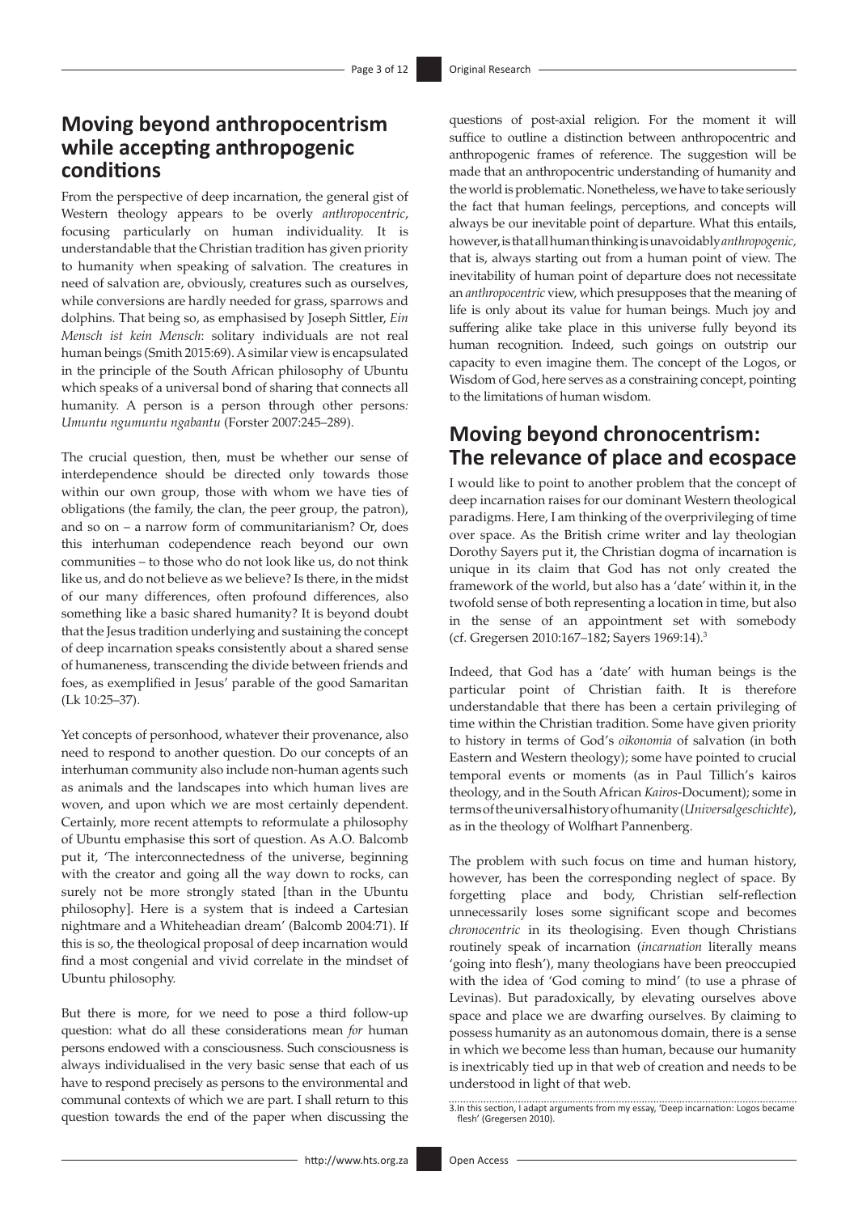## Moving beyond anthropocentrism while accepting anthropogenic conditions

From the perspective of deep incarnation, the general gist of Western theology appears to be overly *anthropocentric*, focusing particularly on human individuality. It is understandable that the Christian tradition has given priority to humanity when speaking of salvation. The creatures in need of salvation are, obviously, creatures such as ourselves, while conversions are hardly needed for grass, sparrows and dolphins. That being so, as emphasised by Joseph Sittler, *Ein Mensch ist kein Mensch*: solitary individuals are not real human beings (Smith 2015:69). A similar view is encapsulated in the principle of the South African philosophy of Ubuntu which speaks of a universal bond of sharing that connects all humanity. A person is a person through other persons*: Umuntu ngumuntu ngabantu* (Forster 2007:245–289).

The crucial question, then, must be whether our sense of interdependence should be directed only towards those within our own group, those with whom we have ties of obligations (the family, the clan, the peer group, the patron), and so on – a narrow form of communitarianism? Or, does this interhuman codependence reach beyond our own communities – to those who do not look like us, do not think like us, and do not believe as we believe? Is there, in the midst of our many differences, often profound differences, also something like a basic shared humanity? It is beyond doubt that the Jesus tradition underlying and sustaining the concept of deep incarnation speaks consistently about a shared sense of humaneness, transcending the divide between friends and foes, as exemplified in Jesus' parable of the good Samaritan (Lk 10:25–37).

Yet concepts of personhood, whatever their provenance, also need to respond to another question. Do our concepts of an interhuman community also include non-human agents such as animals and the landscapes into which human lives are woven, and upon which we are most certainly dependent. Certainly, more recent attempts to reformulate a philosophy of Ubuntu emphasise this sort of question. As A.O. Balcomb put it, 'The interconnectedness of the universe, beginning with the creator and going all the way down to rocks, can surely not be more strongly stated [than in the Ubuntu philosophy]. Here is a system that is indeed a Cartesian nightmare and a Whiteheadian dream' (Balcomb 2004:71). If this is so, the theological proposal of deep incarnation would find a most congenial and vivid correlate in the mindset of Ubuntu philosophy.

But there is more, for we need to pose a third follow-up question: what do all these considerations mean *for* human persons endowed with a consciousness. Such consciousness is always individualised in the very basic sense that each of us have to respond precisely as persons to the environmental and communal contexts of which we are part. I shall return to this question towards the end of the paper when discussing the questions of post-axial religion. For the moment it will suffice to outline a distinction between anthropocentric and anthropogenic frames of reference. The suggestion will be made that an anthropocentric understanding of humanity and the world is problematic. Nonetheless, we have to take seriously the fact that human feelings, perceptions, and concepts will always be our inevitable point of departure. What this entails, however, is that all human thinking is unavoidably *anthropogenic*, that is, always starting out from a human point of view. The inevitability of human point of departure does not necessitate an *anthropocentric* view, which presupposes that the meaning of life is only about its value for human beings. Much joy and suffering alike take place in this universe fully beyond its human recognition. Indeed, such goings on outstrip our capacity to even imagine them. The concept of the Logos, or Wisdom of God, here serves as a constraining concept, pointing to the limitations of human wisdom.

## Moving beyond chronocentrism: The relevance of place and ecospace

I would like to point to another problem that the concept of deep incarnation raises for our dominant Western theological paradigms. Here, I am thinking of the overprivileging of time over space. As the British crime writer and lay theologian Dorothy Sayers put it, the Christian dogma of incarnation is unique in its claim that God has not only created the framework of the world, but also has a 'date' within it, in the twofold sense of both representing a location in time, but also in the sense of an appointment set with somebody (cf. Gregersen 2010:167–182; Sayers 1969:14).[3]

Indeed, that God has a 'date' with human beings is the particular point of Christian faith. It is therefore understandable that there has been a certain privileging of time within the Christian tradition. Some have given priority to history in terms of God's *oikonomia* of salvation (in both Eastern and Western theology); some have pointed to crucial temporal events or moments (as in Paul Tillich's kairos theology, and in the South African *Kairos*-Document); some in terms of the universal history of humanity (*Universalgeschichte*), as in the theology of Wolfhart Pannenberg.

The problem with such focus on time and human history, however, has been the corresponding neglect of space. By forgetting place and body, Christian self-reflection unnecessarily loses some significant scope and becomes *chronocentric* in its theologising. Even though Christians routinely speak of incarnation (*incarnation* literally means 'going into flesh'), many theologians have been preoccupied with the idea of 'God coming to mind' (to use a phrase of Levinas). But paradoxically, by elevating ourselves above space and place we are dwarfing ourselves. By claiming to possess humanity as an autonomous domain, there is a sense in which we become less than human, because our humanity is inextricably tied up in that web of creation and needs to be understood in light of that web.

3. In this section, I adapt arguments from my essay, 'Deep incarnation: Logos became flesh' (Gregersen 2010).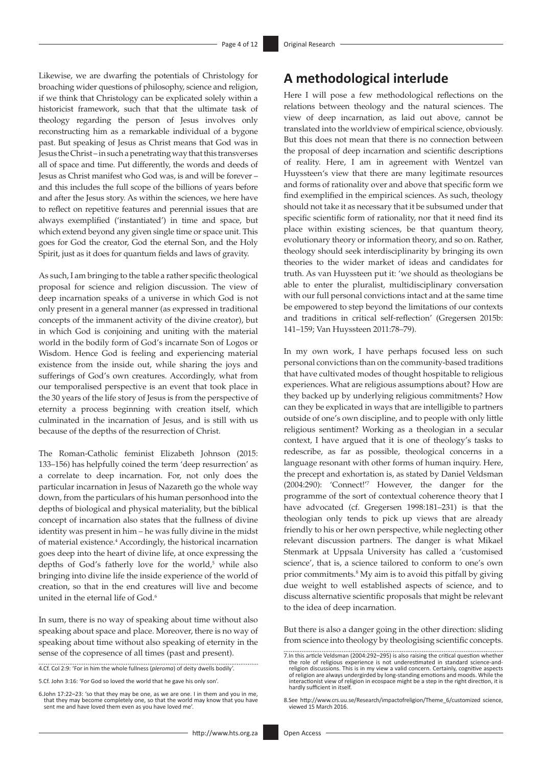Likewise, we are dwarfing the potentials of Christology for broaching wider questions of philosophy, science and religion, if we think that Christology can be explicated solely within a historicist framework, such that that the ultimate task of theology regarding the person of Jesus involves only reconstructing him as a remarkable individual of a bygone past. But speaking of Jesus as Christ means that God was in Jesus the Christ – in such a penetrating way that this transverses all of space and time. Put differently, the words and deeds of Jesus as Christ manifest who God was, is and will be forever – and this includes the full scope of the billions of years before and after the Jesus story. As within the sciences, we here have to reflect on repetitive features and perennial issues that are always exemplified ('instantiated') in time and space, but which extend beyond any given single time or space unit. This goes for God the creator, God the eternal Son, and the Holy Spirit, just as it does for quantum fields and laws of gravity.

As such, I am bringing to the table a rather specific theological proposal for science and religion discussion. The view of deep incarnation speaks of a universe in which God is not only present in a general manner (as expressed in traditional concepts of the immanent activity of the divine creator), but in which God is conjoining and uniting with the material world in the bodily form of God's incarnate Son of Logos or Wisdom. Hence God is feeling and experiencing material existence from the inside out, while sharing the joys and sufferings of God's own creatures. Accordingly, what from our temporalised perspective is an event that took place in the 30 years of the life story of Jesus is from the perspective of eternity a process beginning with creation itself, which culminated in the incarnation of Jesus, and is still with us because of the depths of the resurrection of Christ.

The Roman-Catholic feminist Elizabeth Johnson (2015: 133–156) has helpfully coined the term 'deep resurrection' as a correlate to deep incarnation. For, not only does the particular incarnation in Jesus of Nazareth go the whole way down, from the particulars of his human personhood into the depths of biological and physical materiality, but the biblical concept of incarnation also states that the fullness of divine identity was present in him – he was fully divine in the midst of material existence.[4] Accordingly, the historical incarnation goes deep into the heart of divine life, at once expressing the depths of God's fatherly love for the world,[5] while also bringing into divine life the inside experience of the world of creation, so that in the end creatures will live and become united in the eternal life of God.[6]

In sum, there is no way of speaking about time without also speaking about space and place. Moreover, there is no way of speaking about time without also speaking of eternity in the sense of the copresence of all times (past and present).

## A methodological interlude

Here I will pose a few methodological reflections on the relations between theology and the natural sciences. The view of deep incarnation, as laid out above, cannot be translated into the worldview of empirical science, obviously. But this does not mean that there is no connection between the proposal of deep incarnation and scientific descriptions of reality. Here, I am in agreement with Wentzel van Huyssteen's view that there are many legitimate resources and forms of rationality over and above that specific form we find exemplified in the empirical sciences. As such, theology should not take it as necessary that it be subsumed under that specific scientific form of rationality, nor that it need find its place within existing sciences, be that quantum theory, evolutionary theory or information theory, and so on. Rather, theology should seek interdisciplinarity by bringing its own theories to the wider market of ideas and candidates for truth. As van Huyssteen put it: 'we should as theologians be able to enter the pluralist, multidisciplinary conversation with our full personal convictions intact and at the same time be empowered to step beyond the limitations of our contexts and traditions in critical self-reflection' (Gregersen 2015b: 141–159; Van Huyssteen 2011:78–79).

In my own work, I have perhaps focused less on such personal convictions than on the community-based traditions that have cultivated modes of thought hospitable to religious experiences. What are religious assumptions about? How are they backed up by underlying religious commitments? How can they be explicated in ways that are intelligible to partners outside of one's own discipline, and to people with only little religious sentiment? Working as a theologian in a secular context, I have argued that it is one of theology's tasks to redescribe, as far as possible, theological concerns in a language resonant with other forms of human inquiry. Here, the precept and exhortation is, as stated by Daniel Veldsman (2004:290): 'Connect!'[7] However, the danger for the programme of the sort of contextual coherence theory that I have advocated (cf. Gregersen 1998:181–231) is that the theologian only tends to pick up views that are already friendly to his or her own perspective, while neglecting other relevant discussion partners. The danger is what Mikael Stenmark at Uppsala University has called a 'customised science', that is, a science tailored to conform to one's own prior commitments.[8] My aim is to avoid this pitfall by giving due weight to well established aspects of science, and to discuss alternative scientific proposals that might be relevant to the idea of deep incarnation.

But there is also a danger going in the other direction: sliding from science into theology by theologising scientific concepts.

---

4.Cf. Col 2:9: 'For in him the whole fullness (*pleroma*) of deity dwells bodily'.

5.Cf. John 3:16: 'For God so loved the world that he gave his only son'.

6.John 17:22–23: 'so that they may be one, as we are one. I in them and you in me, that they may become completely one, so that the world may know that you have sent me and have loved them even as you have loved me'.

7.In this article Veldsman (2004:292–295) is also raising the critical question whether the role of religious experience is not underestimated in standard science-and-religion discussions. This is in my view a valid concern. Certainly, cognitive aspects of religion are always undergirded by long-standing emotions and moods. While the interactionist view of religion in ecospace might be a step in the right direction, it is hardly sufficient in itself.

8.See http://www.crs.uu.se/Research/impactofreligion/Theme_6/customized science, viewed 15 March 2016.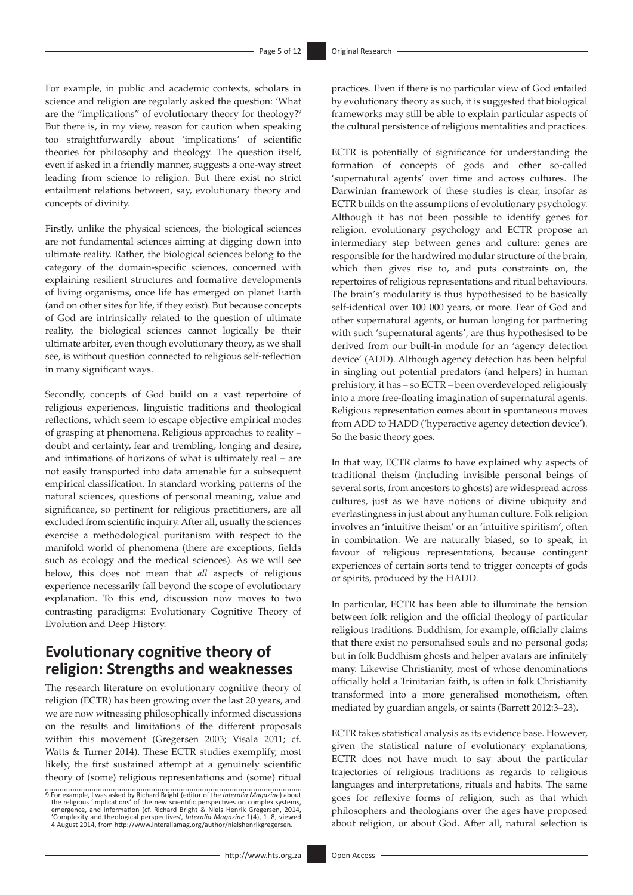For example, in public and academic contexts, scholars in science and religion are regularly asked the question: 'What are the "implications" of evolutionary theory for theology?'[9] But there is, in my view, reason for caution when speaking too straightforwardly about 'implications' of scientific theories for philosophy and theology. The question itself, even if asked in a friendly manner, suggests a one-way street leading from science to religion. But there exist no strict entailment relations between, say, evolutionary theory and concepts of divinity.

Firstly, unlike the physical sciences, the biological sciences are not fundamental sciences aiming at digging down into ultimate reality. Rather, the biological sciences belong to the category of the domain-specific sciences, concerned with explaining resilient structures and formative developments of living organisms, once life has emerged on planet Earth (and on other sites for life, if they exist). But because concepts of God are intrinsically related to the question of ultimate reality, the biological sciences cannot logically be their ultimate arbiter, even though evolutionary theory, as we shall see, is without question connected to religious self-reflection in many significant ways.

Secondly, concepts of God build on a vast repertoire of religious experiences, linguistic traditions and theological reflections, which seem to escape objective empirical modes of grasping at phenomena. Religious approaches to reality – doubt and certainty, fear and trembling, longing and desire, and intimations of horizons of what is ultimately real – are not easily transported into data amenable for a subsequent empirical classification. In standard working patterns of the natural sciences, questions of personal meaning, value and significance, so pertinent for religious practitioners, are all excluded from scientific inquiry. After all, usually the sciences exercise a methodological puritanism with respect to the manifold world of phenomena (there are exceptions, fields such as ecology and the medical sciences). As we will see below, this does not mean that *all* aspects of religious experience necessarily fall beyond the scope of evolutionary explanation. To this end, discussion now moves to two contrasting paradigms: Evolutionary Cognitive Theory of Evolution and Deep History.

## Evolutionary cognitive theory of religion: Strengths and weaknesses

The research literature on evolutionary cognitive theory of religion (ECTR) has been growing over the last 20 years, and we are now witnessing philosophically informed discussions on the results and limitations of the different proposals within this movement (Gregersen 2003; Visala 2011; cf. Watts & Turner 2014). These ECTR studies exemplify, most likely, the first sustained attempt at a genuinely scientific theory of (some) religious representations and (some) ritual practices. Even if there is no particular view of God entailed by evolutionary theory as such, it is suggested that biological frameworks may still be able to explain particular aspects of the cultural persistence of religious mentalities and practices.

ECTR is potentially of significance for understanding the formation of concepts of gods and other so-called 'supernatural agents' over time and across cultures. The Darwinian framework of these studies is clear, insofar as ECTR builds on the assumptions of evolutionary psychology. Although it has not been possible to identify genes for religion, evolutionary psychology and ECTR propose an intermediary step between genes and culture: genes are responsible for the hardwired modular structure of the brain, which then gives rise to, and puts constraints on, the repertoires of religious representations and ritual behaviours. The brain's modularity is thus hypothesised to be basically self-identical over 100 000 years, or more. Fear of God and other supernatural agents, or human longing for partnering with such 'supernatural agents', are thus hypothesised to be derived from our built-in module for an 'agency detection device' (ADD). Although agency detection has been helpful in singling out potential predators (and helpers) in human prehistory, it has – so ECTR – been overdeveloped religiously into a more free-floating imagination of supernatural agents. Religious representation comes about in spontaneous moves from ADD to HADD ('hyperactive agency detection device'). So the basic theory goes.

In that way, ECTR claims to have explained why aspects of traditional theism (including invisible personal beings of several sorts, from ancestors to ghosts) are widespread across cultures, just as we have notions of divine ubiquity and everlastingness in just about any human culture. Folk religion involves an 'intuitive theism' or an 'intuitive spiritism', often in combination. We are naturally biased, so to speak, in favour of religious representations, because contingent experiences of certain sorts tend to trigger concepts of gods or spirits, produced by the HADD.

In particular, ECTR has been able to illuminate the tension between folk religion and the official theology of particular religious traditions. Buddhism, for example, officially claims that there exist no personalised souls and no personal gods; but in folk Buddhism ghosts and helper avatars are infinitely many. Likewise Christianity, most of whose denominations officially hold a Trinitarian faith, is often in folk Christianity transformed into a more generalised monotheism, often mediated by guardian angels, or saints (Barrett 2012:3–23).

ECTR takes statistical analysis as its evidence base. However, given the statistical nature of evolutionary explanations, ECTR does not have much to say about the particular trajectories of religious traditions as regards to religious languages and interpretations, rituals and habits. The same goes for reflexive forms of religion, such as that which philosophers and theologians over the ages have proposed about religion, or about God. After all, natural selection is

---

9. For example, I was asked by Richard Bright (editor of the *Interalia Magazine*) about the religious 'implications' of the new scientific perspectives on complex systems, emergence, and information (cf. Richard Bright & Niels Henrik Gregersen, 2014, 'Complexity and theological perspectives', *Interalia Magazine* 1(4), 1–8, viewed 4 August 2014, from http://www.interaliamag.org/author/nielshenrikgregersen.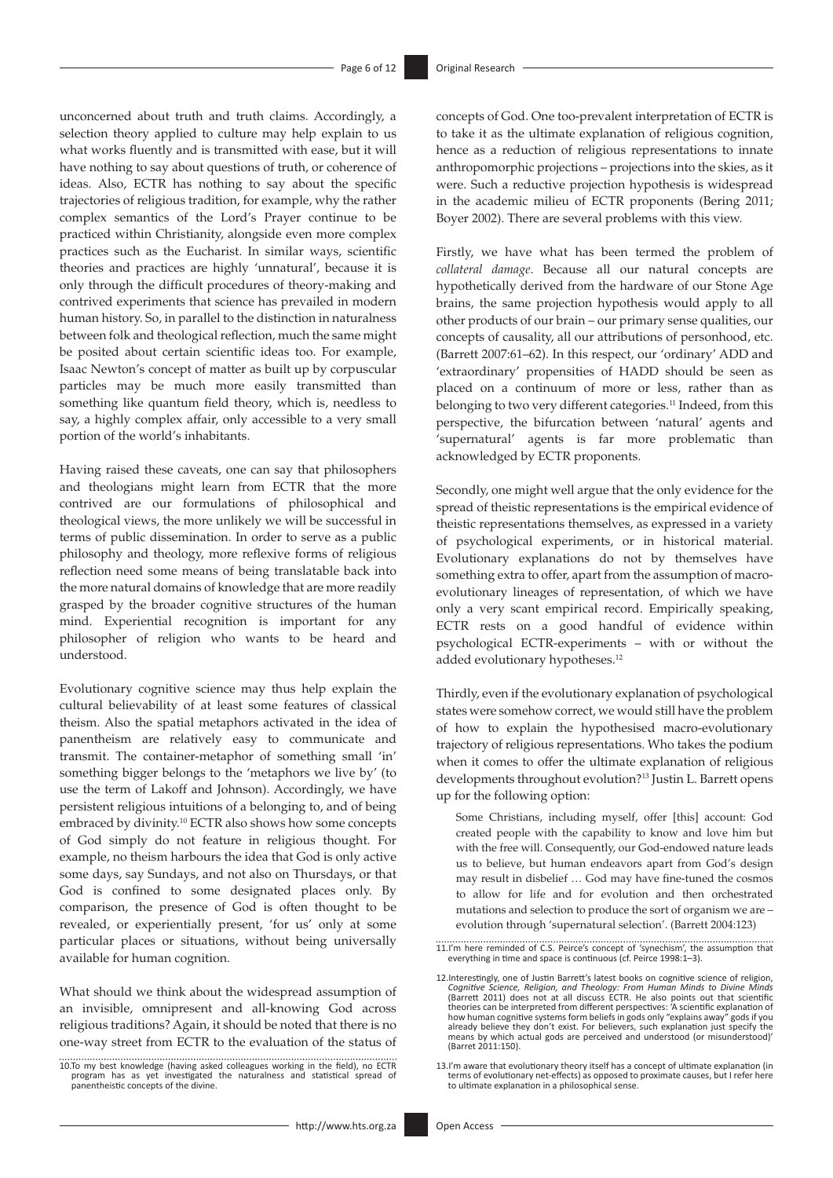unconcerned about truth and truth claims. Accordingly, a selection theory applied to culture may help explain to us what works fluently and is transmitted with ease, but it will have nothing to say about questions of truth, or coherence of ideas. Also, ECTR has nothing to say about the specific trajectories of religious tradition, for example, why the rather complex semantics of the Lord's Prayer continue to be practiced within Christianity, alongside even more complex practices such as the Eucharist. In similar ways, scientific theories and practices are highly 'unnatural', because it is only through the difficult procedures of theory-making and contrived experiments that science has prevailed in modern human history. So, in parallel to the distinction in naturalness between folk and theological reflection, much the same might be posited about certain scientific ideas too. For example, Isaac Newton's concept of matter as built up by corpuscular particles may be much more easily transmitted than something like quantum field theory, which is, needless to say, a highly complex affair, only accessible to a very small portion of the world's inhabitants.

Having raised these caveats, one can say that philosophers and theologians might learn from ECTR that the more contrived are our formulations of philosophical and theological views, the more unlikely we will be successful in terms of public dissemination. In order to serve as a public philosophy and theology, more reflexive forms of religious reflection need some means of being translatable back into the more natural domains of knowledge that are more readily grasped by the broader cognitive structures of the human mind. Experiential recognition is important for any philosopher of religion who wants to be heard and understood.

Evolutionary cognitive science may thus help explain the cultural believability of at least some features of classical theism. Also the spatial metaphors activated in the idea of panentheism are relatively easy to communicate and transmit. The container-metaphor of something small 'in' something bigger belongs to the 'metaphors we live by' (to use the term of Lakoff and Johnson). Accordingly, we have persistent religious intuitions of a belonging to, and of being embraced by divinity.[10] ECTR also shows how some concepts of God simply do not feature in religious thought. For example, no theism harbours the idea that God is only active some days, say Sundays, and not also on Thursdays, or that God is confined to some designated places only. By comparison, the presence of God is often thought to be revealed, or experientially present, 'for us' only at some particular places or situations, without being universally available for human cognition.

What should we think about the widespread assumption of an invisible, omnipresent and all-knowing God across religious traditions? Again, it should be noted that there is no one-way street from ECTR to the evaluation of the status of concepts of God. One too-prevalent interpretation of ECTR is to take it as the ultimate explanation of religious cognition, hence as a reduction of religious representations to innate anthropomorphic projections – projections into the skies, as it were. Such a reductive projection hypothesis is widespread in the academic milieu of ECTR proponents (Bering 2011; Boyer 2002). There are several problems with this view.

Firstly, we have what has been termed the problem of *collateral damage*. Because all our natural concepts are hypothetically derived from the hardware of our Stone Age brains, the same projection hypothesis would apply to all other products of our brain – our primary sense qualities, our concepts of causality, all our attributions of personhood, etc. (Barrett 2007:61–62). In this respect, our 'ordinary' ADD and 'extraordinary' propensities of HADD should be seen as placed on a continuum of more or less, rather than as belonging to two very different categories.[11] Indeed, from this perspective, the bifurcation between 'natural' agents and 'supernatural' agents is far more problematic than acknowledged by ECTR proponents.

Secondly, one might well argue that the only evidence for the spread of theistic representations is the empirical evidence of theistic representations themselves, as expressed in a variety of psychological experiments, or in historical material. Evolutionary explanations do not by themselves have something extra to offer, apart from the assumption of macro-evolutionary lineages of representation, of which we have only a very scant empirical record. Empirically speaking, ECTR rests on a good handful of evidence within psychological ECTR-experiments – with or without the added evolutionary hypotheses.[12]

Thirdly, even if the evolutionary explanation of psychological states were somehow correct, we would still have the problem of how to explain the hypothesised macro-evolutionary trajectory of religious representations. Who takes the podium when it comes to offer the ultimate explanation of religious developments throughout evolution?[13] Justin L. Barrett opens up for the following option:

> Some Christians, including myself, offer [this] account: God created people with the capability to know and love him but with the free will. Consequently, our God-endowed nature leads us to believe, but human endeavors apart from God's design may result in disbelief … God may have fine-tuned the cosmos to allow for life and for evolution and then orchestrated mutations and selection to produce the sort of organism we are – evolution through 'supernatural selection'. (Barrett 2004:123)

10.To my best knowledge (having asked colleagues working in the field), no ECTR program has as yet investigated the naturalness and statistical spread of panentheistic concepts of the divine.

11.I'm here reminded of C.S. Peirce's concept of 'synechism', the assumption that everything in time and space is continuous (cf. Peirce 1998:1–3).

12.Interestingly, one of Justin Barrett's latest books on cognitive science of religion, *Cognitive Science, Religion, and Theology: From Human Minds to Divine Minds* (Barrett 2011) does not at all discuss ECTR. He also points out that scientific theories can be interpreted from different perspectives: 'A scientific explanation of how human cognitive systems form beliefs in gods only "explains away" gods if you already believe they don't exist. For believers, such explanation just specify the means by which actual gods are perceived and understood (or misunderstood)' (Barret 2011:150).

13.I'm aware that evolutionary theory itself has a concept of ultimate explanation (in terms of evolutionary net-effects) as opposed to proximate causes, but I refer here to ultimate explanation in a philosophical sense.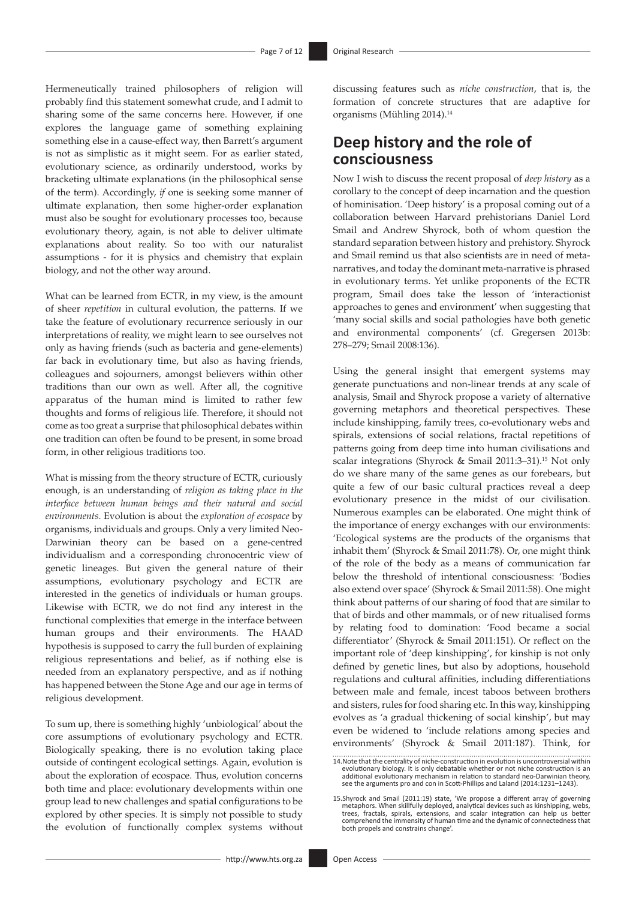Hermeneutically trained philosophers of religion will probably find this statement somewhat crude, and I admit to sharing some of the same concerns here. However, if one explores the language game of something explaining something else in a cause-effect way, then Barrett's argument is not as simplistic as it might seem. For as earlier stated, evolutionary science, as ordinarily understood, works by bracketing ultimate explanations (in the philosophical sense of the term). Accordingly, *if* one is seeking some manner of ultimate explanation, then some higher-order explanation must also be sought for evolutionary processes too, because evolutionary theory, again, is not able to deliver ultimate explanations about reality. So too with our naturalist assumptions - for it is physics and chemistry that explain biology, and not the other way around.

What can be learned from ECTR, in my view, is the amount of sheer *repetition* in cultural evolution, the patterns. If we take the feature of evolutionary recurrence seriously in our interpretations of reality, we might learn to see ourselves not only as having friends (such as bacteria and gene-elements) far back in evolutionary time, but also as having friends, colleagues and sojourners, amongst believers within other traditions than our own as well. After all, the cognitive apparatus of the human mind is limited to rather few thoughts and forms of religious life. Therefore, it should not come as too great a surprise that philosophical debates within one tradition can often be found to be present, in some broad form, in other religious traditions too.

What is missing from the theory structure of ECTR, curiously enough, is an understanding of *religion as taking place in the interface between human beings and their natural and social environments*. Evolution is about the *exploration of ecospace* by organisms, individuals and groups. Only a very limited Neo-Darwinian theory can be based on a gene-centred individualism and a corresponding chronocentric view of genetic lineages. But given the general nature of their assumptions, evolutionary psychology and ECTR are interested in the genetics of individuals or human groups. Likewise with ECTR, we do not find any interest in the functional complexities that emerge in the interface between human groups and their environments. The HAAD hypothesis is supposed to carry the full burden of explaining religious representations and belief, as if nothing else is needed from an explanatory perspective, and as if nothing has happened between the Stone Age and our age in terms of religious development.

To sum up, there is something highly 'unbiological' about the core assumptions of evolutionary psychology and ECTR. Biologically speaking, there is no evolution taking place outside of contingent ecological settings. Again, evolution is about the exploration of ecospace. Thus, evolution concerns both time and place: evolutionary developments within one group lead to new challenges and spatial configurations to be explored by other species. It is simply not possible to study the evolution of functionally complex systems without discussing features such as *niche construction*, that is, the formation of concrete structures that are adaptive for organisms (Mühling 2014).[14]

## Deep history and the role of consciousness

Now I wish to discuss the recent proposal of *deep history* as a corollary to the concept of deep incarnation and the question of hominisation. 'Deep history' is a proposal coming out of a collaboration between Harvard prehistorians Daniel Lord Smail and Andrew Shyrock, both of whom question the standard separation between history and prehistory. Shyrock and Smail remind us that also scientists are in need of meta-narratives, and today the dominant meta-narrative is phrased in evolutionary terms. Yet unlike proponents of the ECTR program, Smail does take the lesson of 'interactionist approaches to genes and environment' when suggesting that 'many social skills and social pathologies have both genetic and environmental components' (cf. Gregersen 2013b: 278–279; Smail 2008:136).

Using the general insight that emergent systems may generate punctuations and non-linear trends at any scale of analysis, Smail and Shyrock propose a variety of alternative governing metaphors and theoretical perspectives. These include kinshipping, family trees, co-evolutionary webs and spirals, extensions of social relations, fractal repetitions of patterns going from deep time into human civilisations and scalar integrations (Shyrock & Smail 2011:3–31).[15] Not only do we share many of the same genes as our forebears, but quite a few of our basic cultural practices reveal a deep evolutionary presence in the midst of our civilisation. Numerous examples can be elaborated. One might think of the importance of energy exchanges with our environments: 'Ecological systems are the products of the organisms that inhabit them' (Shyrock & Smail 2011:78). Or, one might think of the role of the body as a means of communication far below the threshold of intentional consciousness: 'Bodies also extend over space' (Shyrock & Smail 2011:58). One might think about patterns of our sharing of food that are similar to that of birds and other mammals, or of new ritualised forms by relating food to domination: 'Food became a social differentiator' (Shyrock & Smail 2011:151). Or reflect on the important role of 'deep kinshipping', for kinship is not only defined by genetic lines, but also by adoptions, household regulations and cultural affinities, including differentiations between male and female, incest taboos between brothers and sisters, rules for food sharing etc. In this way, kinshipping evolves as 'a gradual thickening of social kinship', but may even be widened to 'include relations among species and environments' (Shyrock & Smail 2011:187). Think, for

14. Note that the centrality of niche-construction in evolution is uncontroversial within evolutionary biology. It is only debatable whether or not niche construction is an additional evolutionary mechanism in relation to standard neo-Darwinian theory, see the arguments pro and con in Scott-Phillips and Laland (2014:1231–1243).

15. Shyrock and Smail (2011:19) state, 'We propose a different array of governing metaphors. When skillfully deployed, analytical devices such as kinshipping, webs, trees, fractals, spirals, extensions, and scalar integration can help us better comprehend the immensity of human time and the dynamic of connectedness that both propels and constrains change'.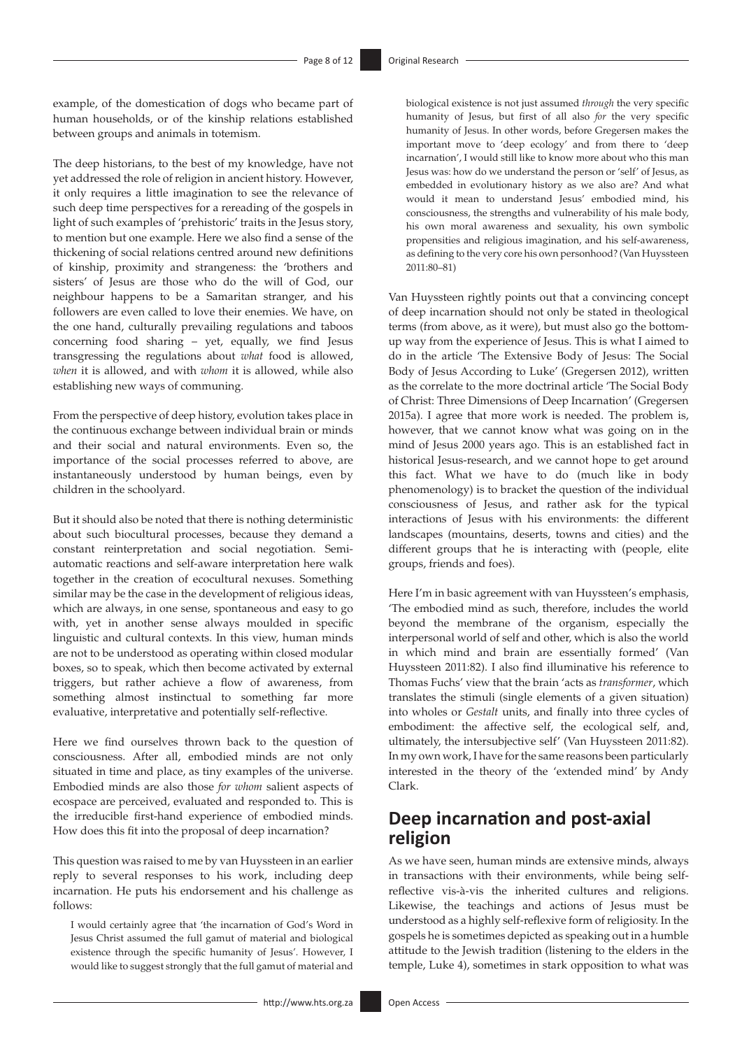example, of the domestication of dogs who became part of human households, or of the kinship relations established between groups and animals in totemism.

The deep historians, to the best of my knowledge, have not yet addressed the role of religion in ancient history. However, it only requires a little imagination to see the relevance of such deep time perspectives for a rereading of the gospels in light of such examples of 'prehistoric' traits in the Jesus story, to mention but one example. Here we also find a sense of the thickening of social relations centred around new definitions of kinship, proximity and strangeness: the 'brothers and sisters' of Jesus are those who do the will of God, our neighbour happens to be a Samaritan stranger, and his followers are even called to love their enemies. We have, on the one hand, culturally prevailing regulations and taboos concerning food sharing – yet, equally, we find Jesus transgressing the regulations about *what* food is allowed, *when* it is allowed, and with *whom* it is allowed, while also establishing new ways of communing.

From the perspective of deep history, evolution takes place in the continuous exchange between individual brain or minds and their social and natural environments. Even so, the importance of the social processes referred to above, are instantaneously understood by human beings, even by children in the schoolyard.

But it should also be noted that there is nothing deterministic about such biocultural processes, because they demand a constant reinterpretation and social negotiation. Semi-automatic reactions and self-aware interpretation here walk together in the creation of ecocultural nexuses. Something similar may be the case in the development of religious ideas, which are always, in one sense, spontaneous and easy to go with, yet in another sense always moulded in specific linguistic and cultural contexts. In this view, human minds are not to be understood as operating within closed modular boxes, so to speak, which then become activated by external triggers, but rather achieve a flow of awareness, from something almost instinctual to something far more evaluative, interpretative and potentially self-reflective.

Here we find ourselves thrown back to the question of consciousness. After all, embodied minds are not only situated in time and place, as tiny examples of the universe. Embodied minds are also those *for whom* salient aspects of ecospace are perceived, evaluated and responded to. This is the irreducible first-hand experience of embodied minds. How does this fit into the proposal of deep incarnation?

This question was raised to me by van Huyssteen in an earlier reply to several responses to his work, including deep incarnation. He puts his endorsement and his challenge as follows:

> I would certainly agree that 'the incarnation of God's Word in Jesus Christ assumed the full gamut of material and biological existence through the specific humanity of Jesus'. However, I would like to suggest strongly that the full gamut of material and biological existence is not just assumed *through* the very specific humanity of Jesus, but first of all also *for* the very specific humanity of Jesus. In other words, before Gregersen makes the important move to 'deep ecology' and from there to 'deep incarnation', I would still like to know more about who this man Jesus was: how do we understand the person or 'self' of Jesus, as embedded in evolutionary history as we also are? And what would it mean to understand Jesus' embodied mind, his consciousness, the strengths and vulnerability of his male body, his own moral awareness and sexuality, his own symbolic propensities and religious imagination, and his self-awareness, as defining to the very core his own personhood? (Van Huyssteen 2011:80–81)

Van Huyssteen rightly points out that a convincing concept of deep incarnation should not only be stated in theological terms (from above, as it were), but must also go the bottom-up way from the experience of Jesus. This is what I aimed to do in the article 'The Extensive Body of Jesus: The Social Body of Jesus According to Luke' (Gregersen 2012), written as the correlate to the more doctrinal article 'The Social Body of Christ: Three Dimensions of Deep Incarnation' (Gregersen 2015a). I agree that more work is needed. The problem is, however, that we cannot know what was going on in the mind of Jesus 2000 years ago. This is an established fact in historical Jesus-research, and we cannot hope to get around this fact. What we have to do (much like in body phenomenology) is to bracket the question of the individual consciousness of Jesus, and rather ask for the typical interactions of Jesus with his environments: the different landscapes (mountains, deserts, towns and cities) and the different groups that he is interacting with (people, elite groups, friends and foes).

Here I'm in basic agreement with van Huyssteen's emphasis, 'The embodied mind as such, therefore, includes the world beyond the membrane of the organism, especially the interpersonal world of self and other, which is also the world in which mind and brain are essentially formed' (Van Huyssteen 2011:82). I also find illuminative his reference to Thomas Fuchs' view that the brain 'acts as *transformer*, which translates the stimuli (single elements of a given situation) into wholes or *Gestalt* units, and finally into three cycles of embodiment: the affective self, the ecological self, and, ultimately, the intersubjective self' (Van Huyssteen 2011:82). In my own work, I have for the same reasons been particularly interested in the theory of the 'extended mind' by Andy Clark.

## Deep incarnation and post-axial religion

As we have seen, human minds are extensive minds, always in transactions with their environments, while being self-reflective vis-à-vis the inherited cultures and religions. Likewise, the teachings and actions of Jesus must be understood as a highly self-reflexive form of religiosity. In the gospels he is sometimes depicted as speaking out in a humble attitude to the Jewish tradition (listening to the elders in the temple, Luke 4), sometimes in stark opposition to what was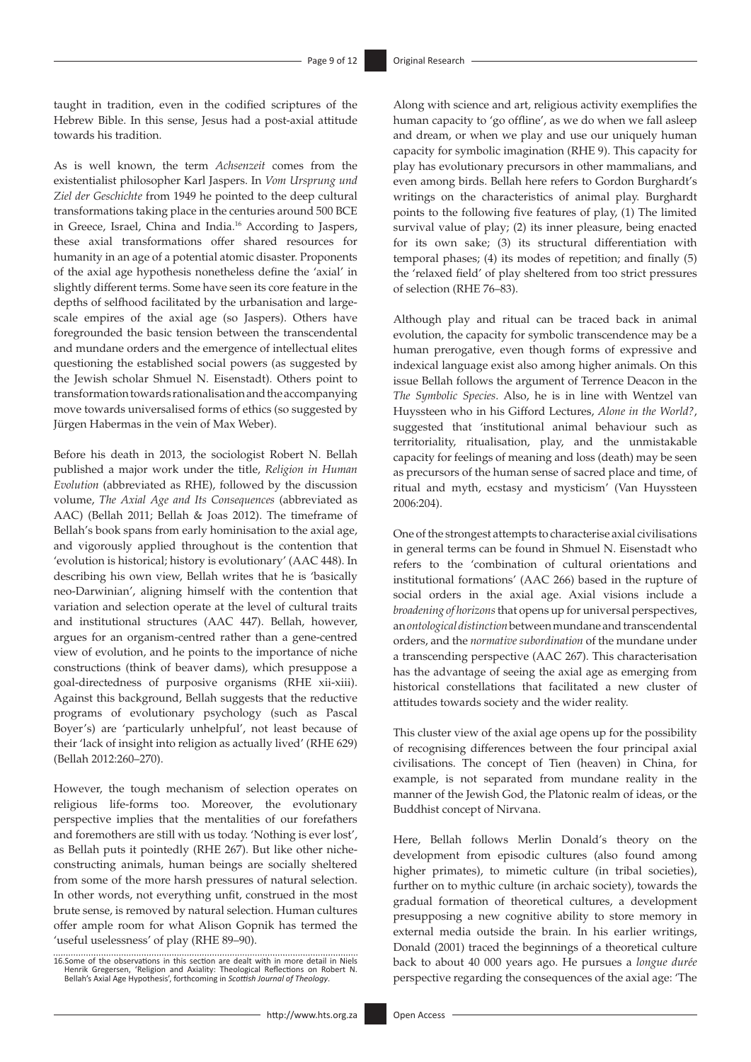taught in tradition, even in the codified scriptures of the Hebrew Bible. In this sense, Jesus had a post-axial attitude towards his tradition.

As is well known, the term *Achsenzeit* comes from the existentialist philosopher Karl Jaspers. In *Vom Ursprung und Ziel der Geschichte* from 1949 he pointed to the deep cultural transformations taking place in the centuries around 500 BCE in Greece, Israel, China and India.[16] According to Jaspers, these axial transformations offer shared resources for humanity in an age of a potential atomic disaster. Proponents of the axial age hypothesis nonetheless define the 'axial' in slightly different terms. Some have seen its core feature in the depths of selfhood facilitated by the urbanisation and large-scale empires of the axial age (so Jaspers). Others have foregrounded the basic tension between the transcendental and mundane orders and the emergence of intellectual elites questioning the established social powers (as suggested by the Jewish scholar Shmuel N. Eisenstadt). Others point to transformation towards rationalisation and the accompanying move towards universalised forms of ethics (so suggested by Jürgen Habermas in the vein of Max Weber).

Before his death in 2013, the sociologist Robert N. Bellah published a major work under the title, *Religion in Human Evolution* (abbreviated as RHE), followed by the discussion volume, *The Axial Age and Its Consequences* (abbreviated as AAC) (Bellah 2011; Bellah & Joas 2012). The timeframe of Bellah's book spans from early hominisation to the axial age, and vigorously applied throughout is the contention that 'evolution is historical; history is evolutionary' (AAC 448). In describing his own view, Bellah writes that he is 'basically neo-Darwinian', aligning himself with the contention that variation and selection operate at the level of cultural traits and institutional structures (AAC 447). Bellah, however, argues for an organism-centred rather than a gene-centred view of evolution, and he points to the importance of niche constructions (think of beaver dams), which presuppose a goal-directedness of purposive organisms (RHE xii-xiii). Against this background, Bellah suggests that the reductive programs of evolutionary psychology (such as Pascal Boyer's) are 'particularly unhelpful', not least because of their 'lack of insight into religion as actually lived' (RHE 629) (Bellah 2012:260–270).

However, the tough mechanism of selection operates on religious life-forms too. Moreover, the evolutionary perspective implies that the mentalities of our forefathers and foremothers are still with us today. 'Nothing is ever lost', as Bellah puts it pointedly (RHE 267). But like other niche-constructing animals, human beings are socially sheltered from some of the more harsh pressures of natural selection. In other words, not everything unfit, construed in the most brute sense, is removed by natural selection. Human cultures offer ample room for what Alison Gopnik has termed the 'useful uselessness' of play (RHE 89–90).

Along with science and art, religious activity exemplifies the human capacity to 'go offline', as we do when we fall asleep and dream, or when we play and use our uniquely human capacity for symbolic imagination (RHE 9). This capacity for play has evolutionary precursors in other mammalians, and even among birds. Bellah here refers to Gordon Burghardt's writings on the characteristics of animal play. Burghardt points to the following five features of play, (1) The limited survival value of play; (2) its inner pleasure, being enacted for its own sake; (3) its structural differentiation with temporal phases; (4) its modes of repetition; and finally (5) the 'relaxed field' of play sheltered from too strict pressures of selection (RHE 76–83).

Although play and ritual can be traced back in animal evolution, the capacity for symbolic transcendence may be a human prerogative, even though forms of expressive and indexical language exist also among higher animals. On this issue Bellah follows the argument of Terrence Deacon in the *The Symbolic Species*. Also, he is in line with Wentzel van Huyssteen who in his Gifford Lectures, *Alone in the World?*, suggested that 'institutional animal behaviour such as territoriality, ritualisation, play, and the unmistakable capacity for feelings of meaning and loss (death) may be seen as precursors of the human sense of sacred place and time, of ritual and myth, ecstasy and mysticism' (Van Huyssteen 2006:204).

One of the strongest attempts to characterise axial civilisations in general terms can be found in Shmuel N. Eisenstadt who refers to the 'combination of cultural orientations and institutional formations' (AAC 266) based in the rupture of social orders in the axial age. Axial visions include a *broadening of horizons* that opens up for universal perspectives, an *ontological distinction* between mundane and transcendental orders, and the *normative subordination* of the mundane under a transcending perspective (AAC 267). This characterisation has the advantage of seeing the axial age as emerging from historical constellations that facilitated a new cluster of attitudes towards society and the wider reality.

This cluster view of the axial age opens up for the possibility of recognising differences between the four principal axial civilisations. The concept of Tien (heaven) in China, for example, is not separated from mundane reality in the manner of the Jewish God, the Platonic realm of ideas, or the Buddhist concept of Nirvana.

Here, Bellah follows Merlin Donald's theory on the development from episodic cultures (also found among higher primates), to mimetic culture (in tribal societies), further on to mythic culture (in archaic society), towards the gradual formation of theoretical cultures, a development presupposing a new cognitive ability to store memory in external media outside the brain. In his earlier writings, Donald (2001) traced the beginnings of a theoretical culture back to about 40 000 years ago. He pursues a *longue durée* perspective regarding the consequences of the axial age: 'The

16. Some of the observations in this section are dealt with in more detail in Niels Henrik Gregersen, 'Religion and Axiality: Theological Reflections on Robert N. Bellah's Axial Age Hypothesis', forthcoming in *Scottish Journal of Theology*.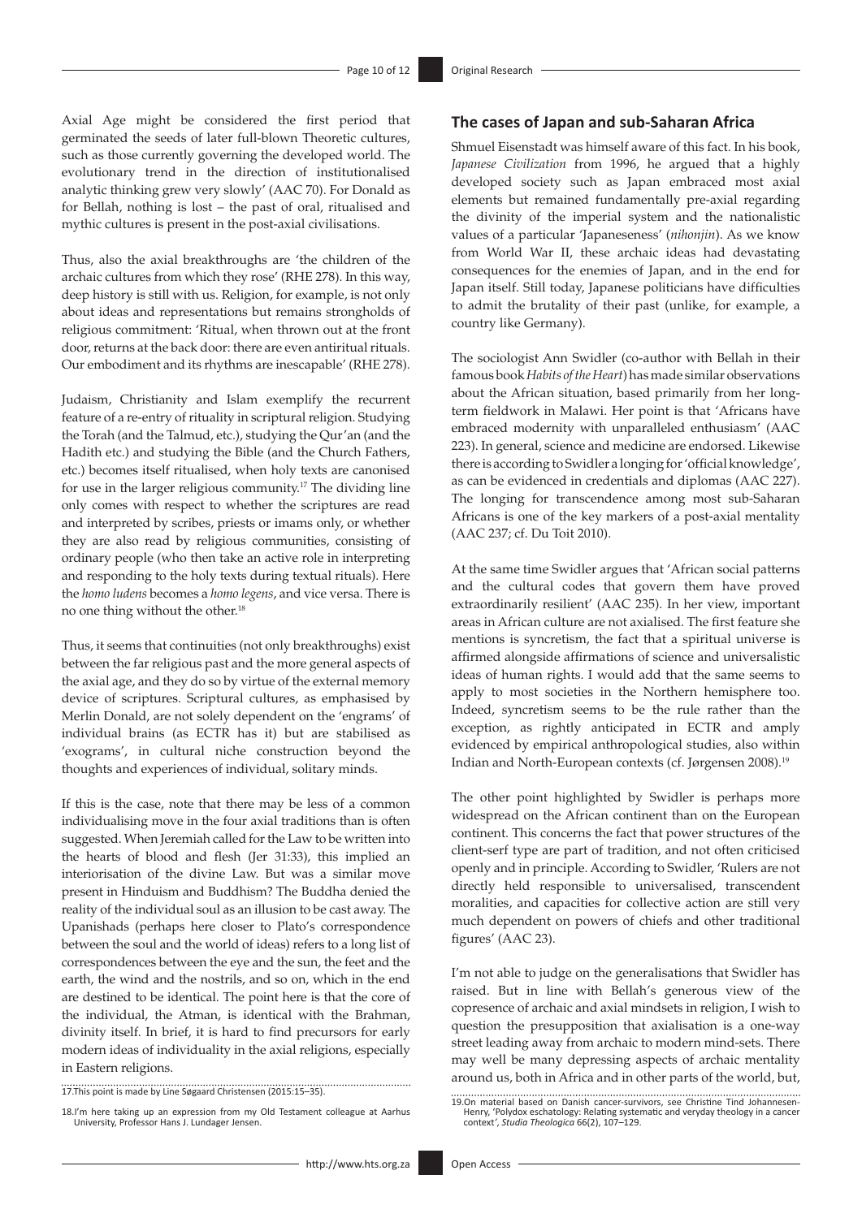Axial Age might be considered the first period that germinated the seeds of later full-blown Theoretic cultures, such as those currently governing the developed world. The evolutionary trend in the direction of institutionalised analytic thinking grew very slowly' (AAC 70). For Donald as for Bellah, nothing is lost – the past of oral, ritualised and mythic cultures is present in the post-axial civilisations.

Thus, also the axial breakthroughs are 'the children of the archaic cultures from which they rose' (RHE 278). In this way, deep history is still with us. Religion, for example, is not only about ideas and representations but remains strongholds of religious commitment: 'Ritual, when thrown out at the front door, returns at the back door: there are even antiritual rituals. Our embodiment and its rhythms are inescapable' (RHE 278).

Judaism, Christianity and Islam exemplify the recurrent feature of a re-entry of rituality in scriptural religion. Studying the Torah (and the Talmud, etc.), studying the Qur'an (and the Hadith etc.) and studying the Bible (and the Church Fathers, etc.) becomes itself ritualised, when holy texts are canonised for use in the larger religious community.[17] The dividing line only comes with respect to whether the scriptures are read and interpreted by scribes, priests or imams only, or whether they are also read by religious communities, consisting of ordinary people (who then take an active role in interpreting and responding to the holy texts during textual rituals). Here the *homo ludens* becomes a *homo legens*, and vice versa. There is no one thing without the other.[18]

Thus, it seems that continuities (not only breakthroughs) exist between the far religious past and the more general aspects of the axial age, and they do so by virtue of the external memory device of scriptures. Scriptural cultures, as emphasised by Merlin Donald, are not solely dependent on the 'engrams' of individual brains (as ECTR has it) but are stabilised as 'exograms', in cultural niche construction beyond the thoughts and experiences of individual, solitary minds.

If this is the case, note that there may be less of a common individualising move in the four axial traditions than is often suggested. When Jeremiah called for the Law to be written into the hearts of blood and flesh (Jer 31:33), this implied an interiorisation of the divine Law. But was a similar move present in Hinduism and Buddhism? The Buddha denied the reality of the individual soul as an illusion to be cast away. The Upanishads (perhaps here closer to Plato's correspondence between the soul and the world of ideas) refers to a long list of correspondences between the eye and the sun, the feet and the earth, the wind and the nostrils, and so on, which in the end are destined to be identical. The point here is that the core of the individual, the Atman, is identical with the Brahman, divinity itself. In brief, it is hard to find precursors for early modern ideas of individuality in the axial religions, especially in Eastern religions.

## The cases of Japan and sub-Saharan Africa

Shmuel Eisenstadt was himself aware of this fact. In his book, *Japanese Civilization* from 1996, he argued that a highly developed society such as Japan embraced most axial elements but remained fundamentally pre-axial regarding the divinity of the imperial system and the nationalistic values of a particular 'Japaneseness' (*nihonjin*). As we know from World War II, these archaic ideas had devastating consequences for the enemies of Japan, and in the end for Japan itself. Still today, Japanese politicians have difficulties to admit the brutality of their past (unlike, for example, a country like Germany).

The sociologist Ann Swidler (co-author with Bellah in their famous book *Habits of the Heart*) has made similar observations about the African situation, based primarily from her long-term fieldwork in Malawi. Her point is that 'Africans have embraced modernity with unparalleled enthusiasm' (AAC 223). In general, science and medicine are endorsed. Likewise there is according to Swidler a longing for 'official knowledge', as can be evidenced in credentials and diplomas (AAC 227). The longing for transcendence among most sub-Saharan Africans is one of the key markers of a post-axial mentality (AAC 237; cf. Du Toit 2010).

At the same time Swidler argues that 'African social patterns and the cultural codes that govern them have proved extraordinarily resilient' (AAC 235). In her view, important areas in African culture are not axialised. The first feature she mentions is syncretism, the fact that a spiritual universe is affirmed alongside affirmations of science and universalistic ideas of human rights. I would add that the same seems to apply to most societies in the Northern hemisphere too. Indeed, syncretism seems to be the rule rather than the exception, as rightly anticipated in ECTR and amply evidenced by empirical anthropological studies, also within Indian and North-European contexts (cf. Jørgensen 2008).[19]

The other point highlighted by Swidler is perhaps more widespread on the African continent than on the European continent. This concerns the fact that power structures of the client-serf type are part of tradition, and not often criticised openly and in principle. According to Swidler, 'Rulers are not directly held responsible to universalised, transcendent moralities, and capacities for collective action are still very much dependent on powers of chiefs and other traditional figures' (AAC 23).

I'm not able to judge on the generalisations that Swidler has raised. But in line with Bellah's generous view of the copresence of archaic and axial mindsets in religion, I wish to question the presupposition that axialisation is a one-way street leading away from archaic to modern mind-sets. There may well be many depressing aspects of archaic mentality around us, both in Africa and in other parts of the world, but,

17. This point is made by Line Søgaard Christensen (2015:15–35).

18. I'm here taking up an expression from my Old Testament colleague at Aarhus University, Professor Hans J. Lundager Jensen.

19. On material based on Danish cancer-survivors, see Christine Tind Johannessen-Henry, 'Polydox eschatology: Relating systematic and veryday theology in a cancer context', *Studia Theologica* 66(2), 107–129.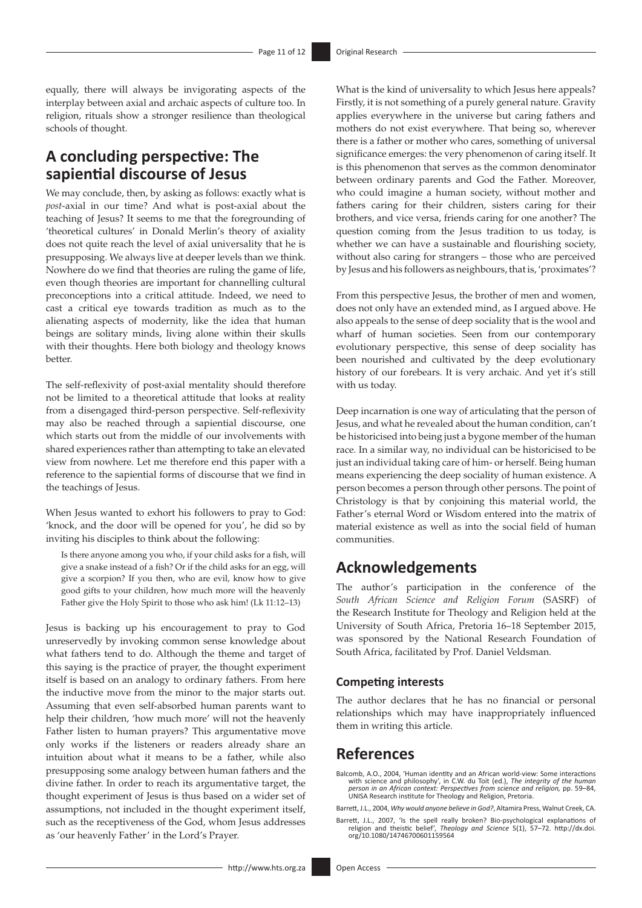equally, there will always be invigorating aspects of the interplay between axial and archaic aspects of culture too. In religion, rituals show a stronger resilience than theological schools of thought.

## A concluding perspective: The sapiential discourse of Jesus

We may conclude, then, by asking as follows: exactly what is *post*-axial in our time? And what is post-axial about the teaching of Jesus? It seems to me that the foregrounding of 'theoretical cultures' in Donald Merlin's theory of axiality does not quite reach the level of axial universality that he is presupposing. We always live at deeper levels than we think. Nowhere do we find that theories are ruling the game of life, even though theories are important for channelling cultural preconceptions into a critical attitude. Indeed, we need to cast a critical eye towards tradition as much as to the alienating aspects of modernity, like the idea that human beings are solitary minds, living alone within their skulls with their thoughts. Here both biology and theology knows better.

The self-reflexivity of post-axial mentality should therefore not be limited to a theoretical attitude that looks at reality from a disengaged third-person perspective. Self-reflexivity may also be reached through a sapiential discourse, one which starts out from the middle of our involvements with shared experiences rather than attempting to take an elevated view from nowhere. Let me therefore end this paper with a reference to the sapiential forms of discourse that we find in the teachings of Jesus.

When Jesus wanted to exhort his followers to pray to God: 'knock, and the door will be opened for you', he did so by inviting his disciples to think about the following:

> Is there anyone among you who, if your child asks for a fish, will give a snake instead of a fish? Or if the child asks for an egg, will give a scorpion? If you then, who are evil, know how to give good gifts to your children, how much more will the heavenly Father give the Holy Spirit to those who ask him! (Lk 11:12–13)

Jesus is backing up his encouragement to pray to God unreservedly by invoking common sense knowledge about what fathers tend to do. Although the theme and target of this saying is the practice of prayer, the thought experiment itself is based on an analogy to ordinary fathers. From here the inductive move from the minor to the major starts out. Assuming that even self-absorbed human parents want to help their children, 'how much more' will not the heavenly Father listen to human prayers? This argumentative move only works if the listeners or readers already share an intuition about what it means to be a father, while also presupposing some analogy between human fathers and the divine father. In order to reach its argumentative target, the thought experiment of Jesus is thus based on a wider set of assumptions, not included in the thought experiment itself, such as the receptiveness of the God, whom Jesus addresses as 'our heavenly Father' in the Lord's Prayer.

What is the kind of universality to which Jesus here appeals? Firstly, it is not something of a purely general nature. Gravity applies everywhere in the universe but caring fathers and mothers do not exist everywhere. That being so, wherever there is a father or mother who cares, something of universal significance emerges: the very phenomenon of caring itself. It is this phenomenon that serves as the common denominator between ordinary parents and God the Father. Moreover, who could imagine a human society, without mother and fathers caring for their children, sisters caring for their brothers, and vice versa, friends caring for one another? The question coming from the Jesus tradition to us today, is whether we can have a sustainable and flourishing society, without also caring for strangers – those who are perceived by Jesus and his followers as neighbours, that is, 'proximates'?

From this perspective Jesus, the brother of men and women, does not only have an extended mind, as I argued above. He also appeals to the sense of deep sociality that is the wool and wharf of human societies. Seen from our contemporary evolutionary perspective, this sense of deep sociality has been nourished and cultivated by the deep evolutionary history of our forebears. It is very archaic. And yet it's still with us today.

Deep incarnation is one way of articulating that the person of Jesus, and what he revealed about the human condition, can't be historicised into being just a bygone member of the human race. In a similar way, no individual can be historicised to be just an individual taking care of him- or herself. Being human means experiencing the deep sociality of human existence. A person becomes a person through other persons. The point of Christology is that by conjoining this material world, the Father's eternal Word or Wisdom entered into the matrix of material existence as well as into the social field of human communities.

## Acknowledgements

The author's participation in the conference of the *South African Science and Religion Forum* (SASRF) of the Research Institute for Theology and Religion held at the University of South Africa, Pretoria 16–18 September 2015, was sponsored by the National Research Foundation of South Africa, facilitated by Prof. Daniel Veldsman.

### Competing interests

The author declares that he has no financial or personal relationships which may have inappropriately influenced them in writing this article.

## References

Balcomb, A.O., 2004, 'Human identity and an African world-view: Some interactions with science and philosophy', in C.W. du Toit (ed.), *The integrity of the human person in an African context: Perspectives from science and religion*, pp. 59–84, UNISA Research institute for Theology and Religion, Pretoria.

Barrett, J.L., 2004, *Why would anyone believe in God?*, Altamira Press, Walnut Creek, CA.

Barrett, J.L., 2007, 'Is the spell really broken? Bio-psychological explanations of religion and theistic belief', *Theology and Science* 5(1), 57–72. http://dx.doi.org/10.1080/14746700601159564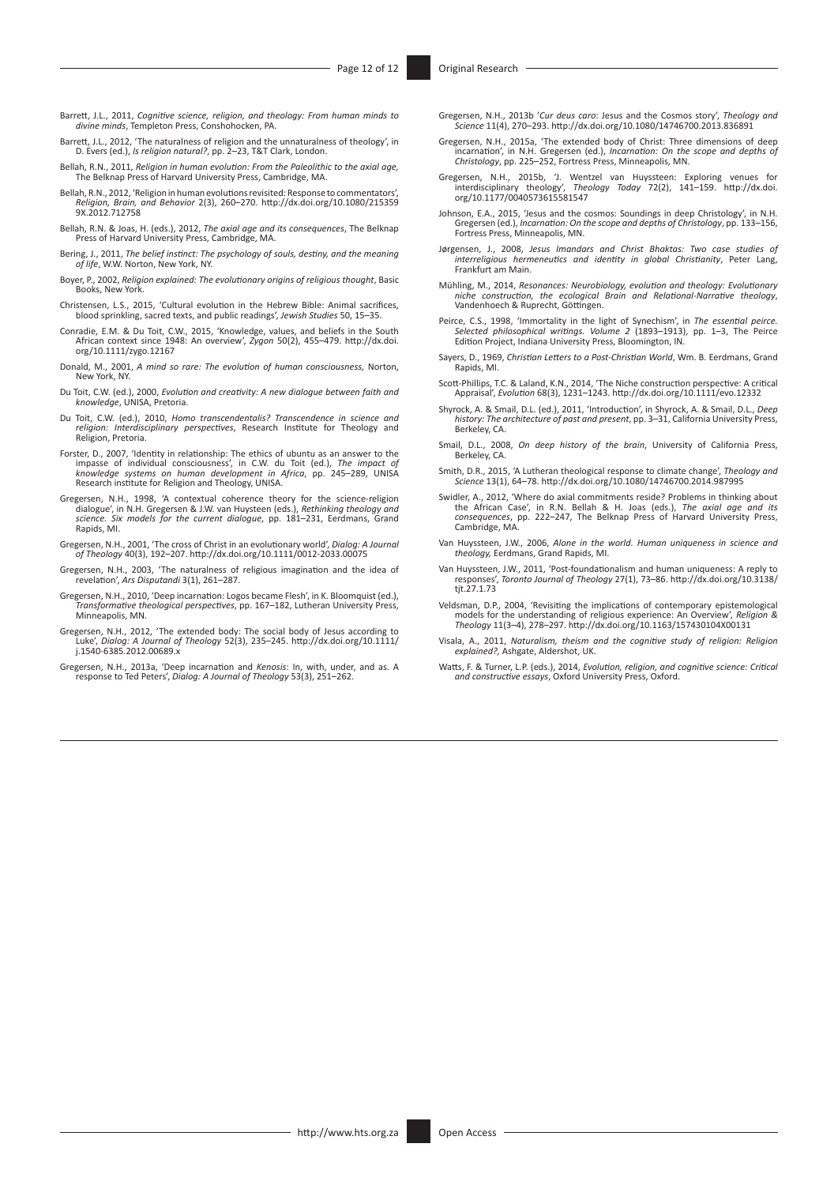Barrett, J.L., 2011, *Cognitive science, religion, and theology: From human minds to divine minds*, Templeton Press, Conshohocken, PA.

Barrett, J.L., 2012, 'The naturalness of religion and the unnaturalness of theology', in D. Evers (ed.), *Is religion natural?*, pp. 2–23, T&T Clark, London.

Bellah, R.N., 2011, *Religion in human evolution: From the Paleolithic to the axial age,* The Belknap Press of Harvard University Press, Cambridge, MA.

Bellah, R.N., 2012, 'Religion in human evolutions revisited: Response to commentators', *Religion, Brain, and Behavior* 2(3), 260–270. http://dx.doi.org/10.1080/2153599X.2012.712758

Bellah, R.N. & Joas, H. (eds.), 2012, *The axial age and its consequences*, The Belknap Press of Harvard University Press, Cambridge, MA.

Bering, J., 2011, *The belief instinct: The psychology of souls, destiny, and the meaning of life*, W.W. Norton, New York, NY.

Boyer, P., 2002, *Religion explained: The evolutionary origins of religious thought*, Basic Books, New York.

Christensen, L.S., 2015, 'Cultural evolution in the Hebrew Bible: Animal sacrifices, blood sprinkling, sacred texts, and public readings', *Jewish Studies* 50, 15–35.

Conradie, E.M. & Du Toit, C.W., 2015, 'Knowledge, values, and beliefs in the South African context since 1948: An overview', *Zygon* 50(2), 455–479. http://dx.doi.org/10.1111/zygo.12167

Donald, M., 2001, *A mind so rare: The evolution of human consciousness,* Norton, New York, NY.

Du Toit, C.W. (ed.), 2000, *Evolution and creativity: A new dialogue between faith and knowledge*, UNISA, Pretoria.

Du Toit, C.W. (ed.), 2010, *Homo transcendentalis? Transcendence in science and religion: Interdisciplinary perspectives*, Research Institute for Theology and Religion, Pretoria.

Forster, D., 2007, 'Identity in relationship: The ethics of ubuntu as an answer to the impasse of individual consciousness', in C.W. du Toit (ed.), *The impact of knowledge systems on human development in Africa*, pp. 245–289, UNISA Research institute for Religion and Theology, UNISA.

Gregersen, N.H., 1998, 'A contextual coherence theory for the science-religion dialogue', in N.H. Gregersen & J.W. van Huysteen (eds.), *Rethinking theology and science. Six models for the current dialogue*, pp. 181–231, Eerdmans, Grand Rapids, MI.

Gregersen, N.H., 2001, 'The cross of Christ in an evolutionary world', *Dialog: A Journal of Theology* 40(3), 192–207. http://dx.doi.org/10.1111/0012-2033.00075

Gregersen, N.H., 2003, 'The naturalness of religious imagination and the idea of revelation', *Ars Disputandi* 3(1), 261–287.

Gregersen, N.H., 2010, 'Deep incarnation: Logos became Flesh', in K. Bloomquist (ed.), *Transformative theological perspectives*, pp. 167–182, Lutheran University Press, Minneapolis, MN.

Gregersen, N.H., 2012, 'The extended body: The social body of Jesus according to Luke', *Dialog: A Journal of Theology* 52(3), 235–245. http://dx.doi.org/10.1111/j.1540-6385.2012.00689.x

Gregersen, N.H., 2013a, 'Deep incarnation and *Kenosis*: In, with, under, and as. A response to Ted Peters', *Dialog: A Journal of Theology* 53(3), 251–262.

Gregersen, N.H., 2013b '*Cur deus caro*: Jesus and the Cosmos story', *Theology and Science* 11(4), 270–293. http://dx.doi.org/10.1080/14746700.2013.836891

Gregersen, N.H., 2015a, 'The extended body of Christ: Three dimensions of deep incarnation', in N.H. Gregersen (ed.), *Incarnation: On the scope and depths of Christology*, pp. 225–252, Fortress Press, Minneapolis, MN.

Gregersen, N.H., 2015b, 'J. Wentzel van Huyssteen: Exploring venues for interdisciplinary theology', *Theology Today* 72(2), 141–159. http://dx.doi.org/10.1177/0040573615581547

Johnson, E.A., 2015, 'Jesus and the cosmos: Soundings in deep Christology', in N.H. Gregersen (ed.), *Incarnation: On the scope and depths of Christology*, pp. 133–156, Fortress Press, Minneapolis, MN.

Jørgensen, J., 2008, *Jesus Imandars and Christ Bhaktas: Two case studies of interreligious hermeneutics and identity in global Christianity*, Peter Lang, Frankfurt am Main.

Mühling, M., 2014, *Resonances: Neurobiology, evolution and theology: Evolutionary niche construction, the ecological Brain and Relational-Narrative theology*, Vandenhoeck & Ruprecht, Göttingen.

Peirce, C.S., 1998, 'Immortality in the light of Synechism', in *The essential peirce. Selected philosophical writings. Volume 2* (1893–1913), pp. 1–3, The Peirce Edition Project, Indiana University Press, Bloomington, IN.

Sayers, D., 1969, *Christian Letters to a Post-Christian World*, Wm. B. Eerdmans, Grand Rapids, MI.

Scott-Phillips, T.C. & Laland, K.N., 2014, 'The Niche construction perspective: A critical Appraisal', *Evolution* 68(3), 1231–1243. http://dx.doi.org/10.1111/evo.12332

Shyrock, A. & Smail, D.L. (ed.), 2011, 'Introduction', in Shyrock, A. & Smail, D.L., *Deep history: The architecture of past and present*, pp. 3–31, California University Press, Berkeley, CA.

Smail, D.L., 2008, *On deep history of the brain*, University of California Press, Berkeley, CA.

Smith, D.R., 2015, 'A Lutheran theological response to climate change', *Theology and Science* 13(1), 64–78. http://dx.doi.org/10.1080/14746700.2014.987995

Swidler, A., 2012, 'Where do axial commitments reside? Problems in thinking about the African Case', in R.N. Bellah & H. Joas (eds.), *The axial age and its consequences*, pp. 222–247, The Belknap Press of Harvard University Press, Cambridge, MA.

Van Huyssteen, J.W., 2006, *Alone in the world. Human uniqueness in science and theology,* Eerdmans, Grand Rapids, MI.

Van Huyssteen, J.W., 2011, 'Post-foundationalism and human uniqueness: A reply to responses', *Toronto Journal of Theology* 27(1), 73–86. http://dx.doi.org/10.3138/tjt.27.1.73

Veldsman, D.P., 2004, 'Revisiting the implications of contemporary epistemological models for the understanding of religious experience: An Overview', *Religion & Theology* 11(3–4), 278–297. http://dx.doi.org/10.1163/157430104X00131

Visala, A., 2011, *Naturalism, theism and the cognitive study of religion: Religion explained?,* Ashgate, Aldershot, UK.

Watts, F. & Turner, L.P. (eds.), 2014, *Evolution, religion, and cognitive science: Critical and constructive essays*, Oxford University Press, Oxford.